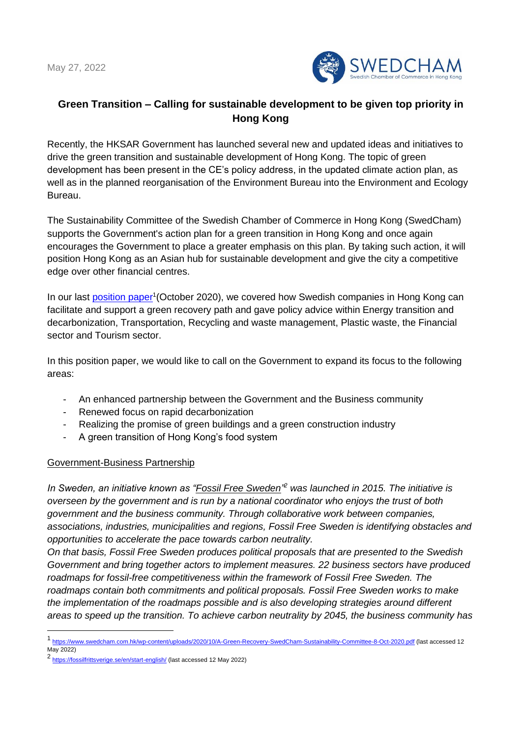May 27, 2022

# Green Transition – Calling for sustainable development to be given top priority in Hong Kong

Recently, the HKSAR Government has launched several new and updated ideas and initiatives to drive the green transition and sustainable development of Hong Kong. The topic of green development has been present in the CE's policy address, in the updated climate action plan, as well as in the planned reorganisation of the Environment Bureau into the Environment and Ecology Bureau.

The Sustainability Committee of the Swedish Chamber of Commerce in Hong Kong (SwedCham) supports the Government's action plan for a green transition in Hong Kong and once again encourages the Government to place a greater emphasis on this plan. By taking such action, it will position Hong Kong as an Asian hub for sustainable development and give the city a competitive edge over other financial centres.

In our last position paper[1](October 2020), we covered how Swedish companies in Hong Kong can facilitate and support a green recovery path and gave policy advice within Energy transition and decarbonization, Transportation, Recycling and waste management, Plastic waste, the Financial sector and Tourism sector.

In this position paper, we would like to call on the Government to expand its focus to the following areas:

- An enhanced partnership between the Government and the Business community
- Renewed focus on rapid decarbonization
- Realizing the promise of green buildings and a green construction industry
- A green transition of Hong Kong's food system

## Government-Business Partnership

*In Sweden, an initiative known as "Fossil Free Sweden"[2] was launched in 2015. The initiative is overseen by the government and is run by a national coordinator who enjoys the trust of both government and the business community. Through collaborative work between companies, associations, industries, municipalities and regions, Fossil Free Sweden is identifying obstacles and opportunities to accelerate the pace towards carbon neutrality.*

*On that basis, Fossil Free Sweden produces political proposals that are presented to the Swedish Government and bring together actors to implement measures. 22 business sectors have produced roadmaps for fossil-free competitiveness within the framework of Fossil Free Sweden. The roadmaps contain both commitments and political proposals. Fossil Free Sweden works to make the implementation of the roadmaps possible and is also developing strategies around different areas to speed up the transition. To achieve carbon neutrality by 2045, the business community has*

---

[1] https://www.swedcham.com.hk/wp-content/uploads/2020/10/A-Green-Recovery-SwedCham-Sustainability-Committee-8-Oct-2020.pdf (last accessed 12 May 2022)

[2] https://fossilfrittsverige.se/en/start-english/ (last accessed 12 May 2022)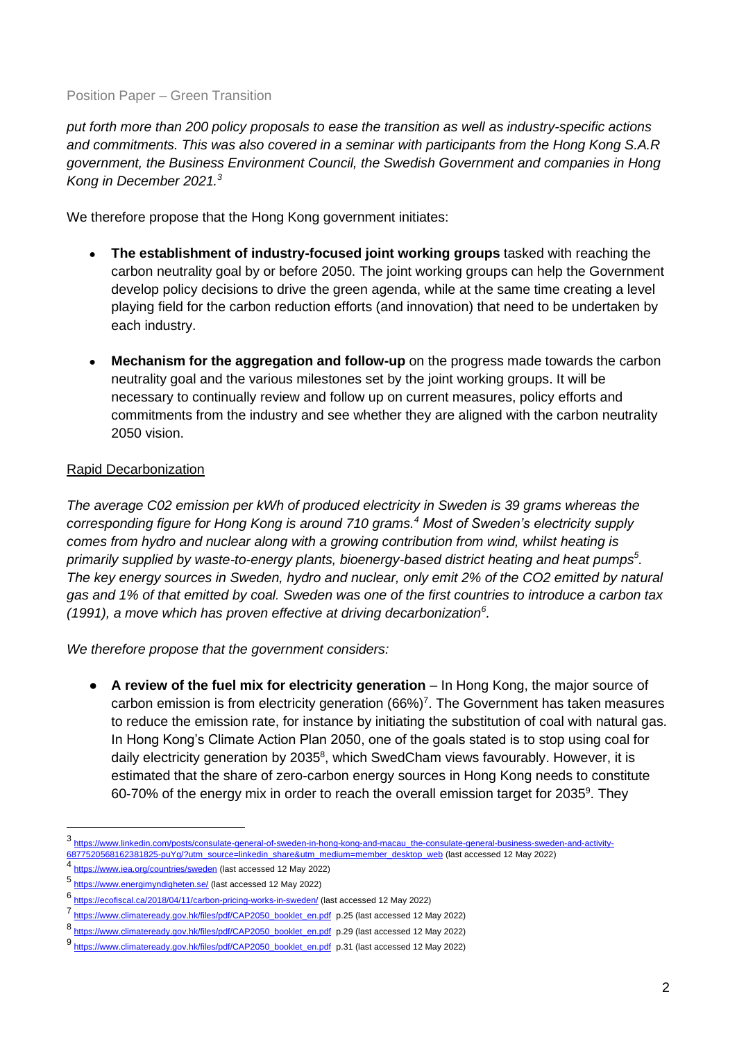*put forth more than 200 policy proposals to ease the transition as well as industry-specific actions and commitments. This was also covered in a seminar with participants from the Hong Kong S.A.R government, the Business Environment Council, the Swedish Government and companies in Hong Kong in December 2021.*[3]

We therefore propose that the Hong Kong government initiates:

- **The establishment of industry-focused joint working groups** tasked with reaching the carbon neutrality goal by or before 2050. The joint working groups can help the Government develop policy decisions to drive the green agenda, while at the same time creating a level playing field for the carbon reduction efforts (and innovation) that need to be undertaken by each industry.

- **Mechanism for the aggregation and follow-up** on the progress made towards the carbon neutrality goal and the various milestones set by the joint working groups. It will be necessary to continually review and follow up on current measures, policy efforts and commitments from the industry and see whether they are aligned with the carbon neutrality 2050 vision.

<u>Rapid Decarbonization</u>

*The average C02 emission per kWh of produced electricity in Sweden is 39 grams whereas the corresponding figure for Hong Kong is around 710 grams.*[4] *Most of Sweden's electricity supply comes from hydro and nuclear along with a growing contribution from wind, whilst heating is primarily supplied by waste-to-energy plants, bioenergy-based district heating and heat pumps*[5]. *The key energy sources in Sweden, hydro and nuclear, only emit 2% of the CO2 emitted by natural gas and 1% of that emitted by coal. Sweden was one of the first countries to introduce a carbon tax (1991), a move which has proven effective at driving decarbonization*[6].

*We therefore propose that the government considers:*

- **A review of the fuel mix for electricity generation** – In Hong Kong, the major source of carbon emission is from electricity generation (66%)[7]. The Government has taken measures to reduce the emission rate, for instance by initiating the substitution of coal with natural gas. In Hong Kong's Climate Action Plan 2050, one of the goals stated is to stop using coal for daily electricity generation by 2035[8], which SwedCham views favourably. However, it is estimated that the share of zero-carbon energy sources in Hong Kong needs to constitute 60-70% of the energy mix in order to reach the overall emission target for 2035[9]. They

---

[3] https://www.linkedin.com/posts/consulate-general-of-sweden-in-hong-kong-and-macau_the-consulate-general-business-sweden-and-activity-6877520568162381825-puYg/?utm_source=linkedin_share&utm_medium=member_desktop_web (last accessed 12 May 2022)

[4] https://www.iea.org/countries/sweden (last accessed 12 May 2022)

[5] https://www.energimyndigheten.se/ (last accessed 12 May 2022)

[6] https://ecofiscal.ca/2018/04/11/carbon-pricing-works-in-sweden/ (last accessed 12 May 2022)

[7] https://www.climateready.gov.hk/files/pdf/CAP2050_booklet_en.pdf p.25 (last accessed 12 May 2022)

[8] https://www.climateready.gov.hk/files/pdf/CAP2050_booklet_en.pdf p.29 (last accessed 12 May 2022)

[9] https://www.climateready.gov.hk/files/pdf/CAP2050_booklet_en.pdf p.31 (last accessed 12 May 2022)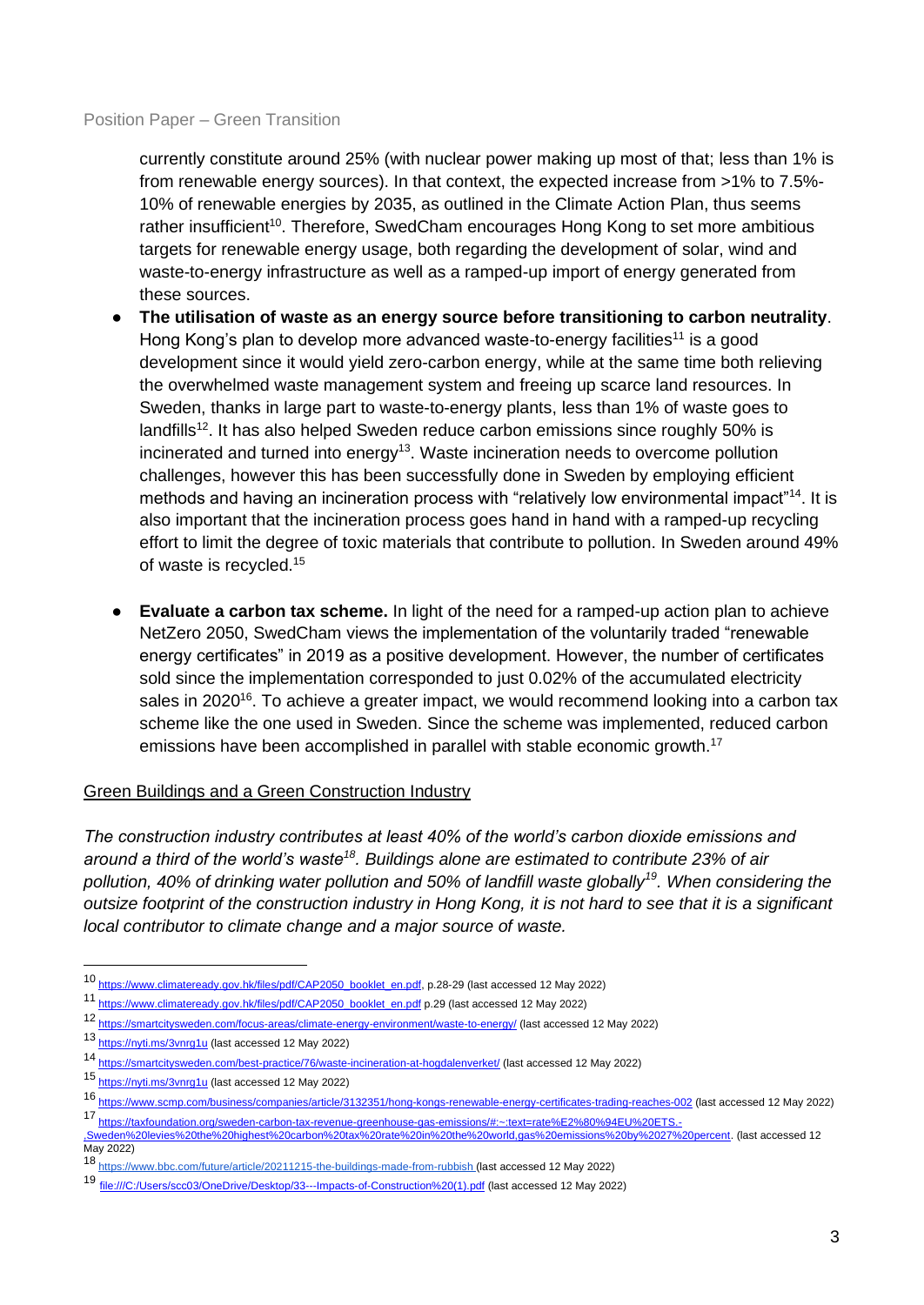currently constitute around 25% (with nuclear power making up most of that; less than 1% is from renewable energy sources). In that context, the expected increase from >1% to 7.5%-10% of renewable energies by 2035, as outlined in the Climate Action Plan, thus seems rather insufficient[10]. Therefore, SwedCham encourages Hong Kong to set more ambitious targets for renewable energy usage, both regarding the development of solar, wind and waste-to-energy infrastructure as well as a ramped-up import of energy generated from these sources.

- **The utilisation of waste as an energy source before transitioning to carbon neutrality**. Hong Kong's plan to develop more advanced waste-to-energy facilities[11] is a good development since it would yield zero-carbon energy, while at the same time both relieving the overwhelmed waste management system and freeing up scarce land resources. In Sweden, thanks in large part to waste-to-energy plants, less than 1% of waste goes to landfills[12]. It has also helped Sweden reduce carbon emissions since roughly 50% is incinerated and turned into energy[13]. Waste incineration needs to overcome pollution challenges, however this has been successfully done in Sweden by employing efficient methods and having an incineration process with "relatively low environmental impact"[14]. It is also important that the incineration process goes hand in hand with a ramped-up recycling effort to limit the degree of toxic materials that contribute to pollution. In Sweden around 49% of waste is recycled.[15]

- **Evaluate a carbon tax scheme.** In light of the need for a ramped-up action plan to achieve NetZero 2050, SwedCham views the implementation of the voluntarily traded "renewable energy certificates" in 2019 as a positive development. However, the number of certificates sold since the implementation corresponded to just 0.02% of the accumulated electricity sales in 2020[16]. To achieve a greater impact, we would recommend looking into a carbon tax scheme like the one used in Sweden. Since the scheme was implemented, reduced carbon emissions have been accomplished in parallel with stable economic growth.[17]

<u>Green Buildings and a Green Construction Industry</u>

*The construction industry contributes at least 40% of the world's carbon dioxide emissions and around a third of the world's waste[18]. Buildings alone are estimated to contribute 23% of air pollution, 40% of drinking water pollution and 50% of landfill waste globally[19]. When considering the outsize footprint of the construction industry in Hong Kong, it is not hard to see that it is a significant local contributor to climate change and a major source of waste.*

---

[10] https://www.climateready.gov.hk/files/pdf/CAP2050_booklet_en.pdf, p.28-29 (last accessed 12 May 2022)

[11] https://www.climateready.gov.hk/files/pdf/CAP2050_booklet_en.pdf p.29 (last accessed 12 May 2022)

[12] https://smartcitysweden.com/focus-areas/climate-energy-environment/waste-to-energy/ (last accessed 12 May 2022)

[13] https://nyti.ms/3vnrg1u (last accessed 12 May 2022)

[14] https://smartcitysweden.com/best-practice/76/waste-incineration-at-hogdalenverket/ (last accessed 12 May 2022)

[15] https://nyti.ms/3vnrg1u (last accessed 12 May 2022)

[16] https://www.scmp.com/business/companies/article/3132351/hong-kongs-renewable-energy-certificates-trading-reaches-002 (last accessed 12 May 2022)

[17] https://taxfoundation.org/sweden-carbon-tax-revenue-greenhouse-gas-emissions/#:~:text=rate%E2%80%94EU%20ETS.-,Sweden%20levies%20the%20highest%20carbon%20tax%20rate%20in%20the%20world,gas%20emissions%20by%2027%20percent. (last accessed 12 May 2022)

[18] https://www.bbc.com/future/article/20211215-the-buildings-made-from-rubbish (last accessed 12 May 2022)

[19] file:///C:/Users/scc03/OneDrive/Desktop/33---Impacts-of-Construction%20(1).pdf (last accessed 12 May 2022)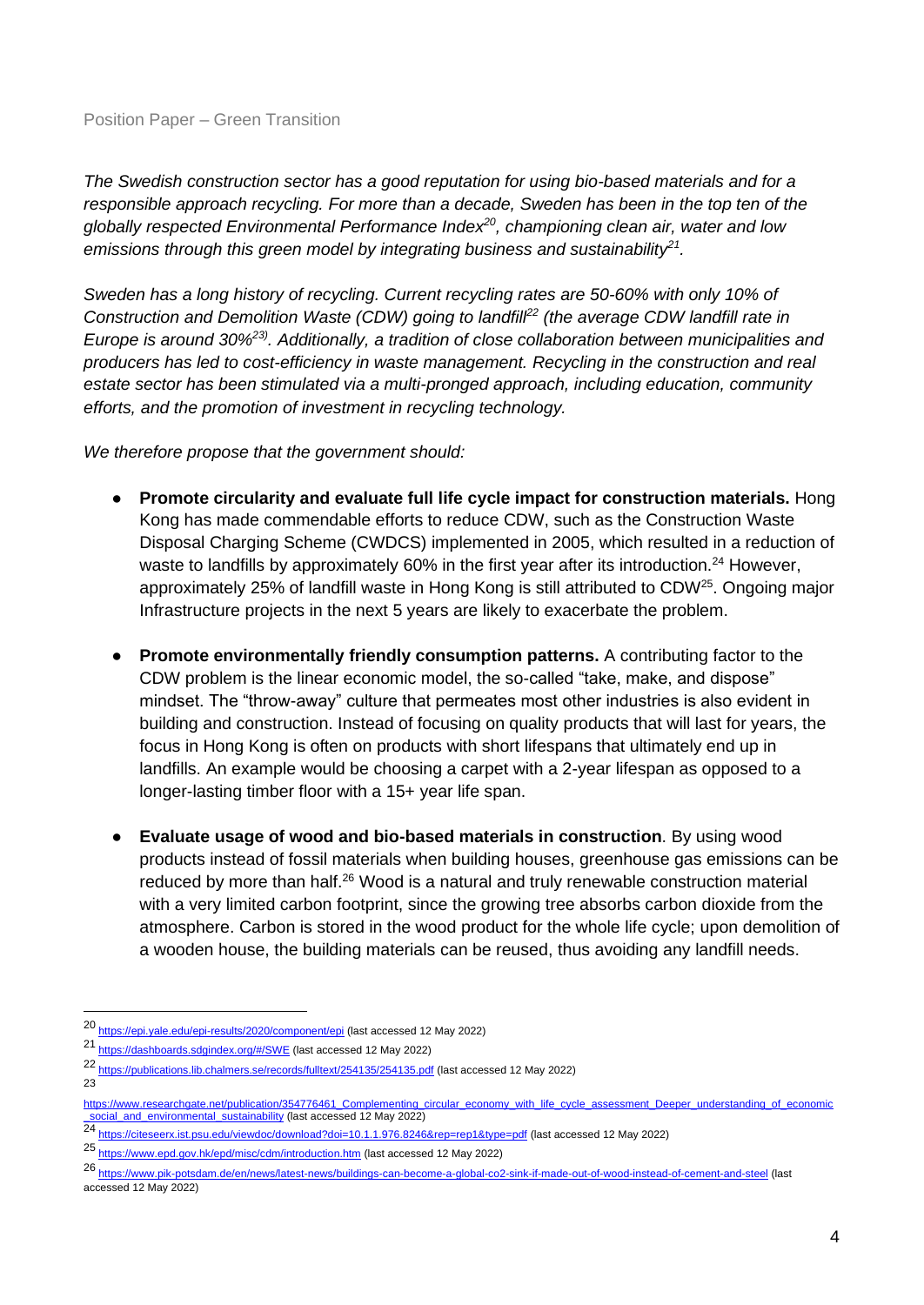*The Swedish construction sector has a good reputation for using bio-based materials and for a responsible approach recycling. For more than a decade, Sweden has been in the top ten of the globally respected Environmental Performance Index[20], championing clean air, water and low emissions through this green model by integrating business and sustainability[21].*

*Sweden has a long history of recycling. Current recycling rates are 50-60% with only 10% of Construction and Demolition Waste (CDW) going to landfill[22] (the average CDW landfill rate in Europe is around 30%[23]). Additionally, a tradition of close collaboration between municipalities and producers has led to cost-efficiency in waste management. Recycling in the construction and real estate sector has been stimulated via a multi-pronged approach, including education, community efforts, and the promotion of investment in recycling technology.*

*We therefore propose that the government should:*

- **Promote circularity and evaluate full life cycle impact for construction materials.** Hong Kong has made commendable efforts to reduce CDW, such as the Construction Waste Disposal Charging Scheme (CWDCS) implemented in 2005, which resulted in a reduction of waste to landfills by approximately 60% in the first year after its introduction.[24] However, approximately 25% of landfill waste in Hong Kong is still attributed to CDW[25]. Ongoing major Infrastructure projects in the next 5 years are likely to exacerbate the problem.

- **Promote environmentally friendly consumption patterns.** A contributing factor to the CDW problem is the linear economic model, the so-called "take, make, and dispose" mindset. The "throw-away" culture that permeates most other industries is also evident in building and construction. Instead of focusing on quality products that will last for years, the focus in Hong Kong is often on products with short lifespans that ultimately end up in landfills. An example would be choosing a carpet with a 2-year lifespan as opposed to a longer-lasting timber floor with a 15+ year life span.

- **Evaluate usage of wood and bio-based materials in construction**. By using wood products instead of fossil materials when building houses, greenhouse gas emissions can be reduced by more than half.[26] Wood is a natural and truly renewable construction material with a very limited carbon footprint, since the growing tree absorbs carbon dioxide from the atmosphere. Carbon is stored in the wood product for the whole life cycle; upon demolition of a wooden house, the building materials can be reused, thus avoiding any landfill needs.

---

[20] https://epi.yale.edu/epi-results/2020/component/epi (last accessed 12 May 2022)

[21] https://dashboards.sdgindex.org/#/SWE (last accessed 12 May 2022)

[22] https://publications.lib.chalmers.se/records/fulltext/254135/254135.pdf (last accessed 12 May 2022)

[23] https://www.researchgate.net/publication/354776461_Complementing_circular_economy_with_life_cycle_assessment_Deeper_understanding_of_economic_social_and_environmental_sustainability (last accessed 12 May 2022)

[24] https://citeseerx.ist.psu.edu/viewdoc/download?doi=10.1.1.976.8246&rep=rep1&type=pdf (last accessed 12 May 2022)

[25] https://www.epd.gov.hk/epd/misc/cdm/introduction.htm (last accessed 12 May 2022)

[26] https://www.pik-potsdam.de/en/news/latest-news/buildings-can-become-a-global-co2-sink-if-made-out-of-wood-instead-of-cement-and-steel (last accessed 12 May 2022)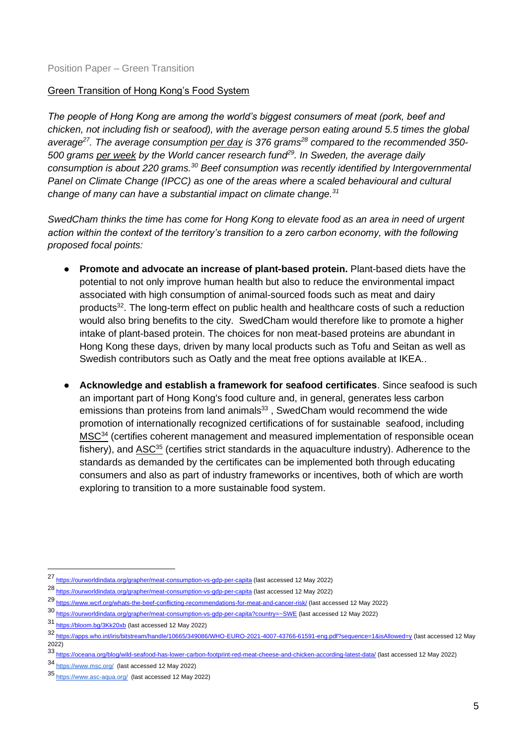Position Paper – Green Transition

Green Transition of Hong Kong's Food System

*The people of Hong Kong are among the world's biggest consumers of meat (pork, beef and chicken, not including fish or seafood), with the average person eating around 5.5 times the global average[27]. The average consumption per day is 376 grams[28] compared to the recommended 350-500 grams per week by the World cancer research fund[29]. In Sweden, the average daily consumption is about 220 grams.[30] Beef consumption was recently identified by Intergovernmental Panel on Climate Change (IPCC) as one of the areas where a scaled behavioural and cultural change of many can have a substantial impact on climate change.[31]*

*SwedCham thinks the time has come for Hong Kong to elevate food as an area in need of urgent action within the context of the territory's transition to a zero carbon economy, with the following proposed focal points:*

- **Promote and advocate an increase of plant-based protein.** Plant-based diets have the potential to not only improve human health but also to reduce the environmental impact associated with high consumption of animal-sourced foods such as meat and dairy products[32]. The long-term effect on public health and healthcare costs of such a reduction would also bring benefits to the city. SwedCham would therefore like to promote a higher intake of plant-based protein. The choices for non meat-based proteins are abundant in Hong Kong these days, driven by many local products such as Tofu and Seitan as well as Swedish contributors such as Oatly and the meat free options available at IKEA..
- **Acknowledge and establish a framework for seafood certificates**. Since seafood is such an important part of Hong Kong's food culture and, in general, generates less carbon emissions than proteins from land animals[33] , SwedCham would recommend the wide promotion of internationally recognized certifications of for sustainable seafood, including MSC[34] (certifies coherent management and measured implementation of responsible ocean fishery), and ASC[35] (certifies strict standards in the aquaculture industry). Adherence to the standards as demanded by the certificates can be implemented both through educating consumers and also as part of industry frameworks or incentives, both of which are worth exploring to transition to a more sustainable food system.

---

27 https://ourworldindata.org/grapher/meat-consumption-vs-gdp-per-capita (last accessed 12 May 2022)

28 https://ourworldindata.org/grapher/meat-consumption-vs-gdp-per-capita (last accessed 12 May 2022)

29 https://www.wcrf.org/whats-the-beef-conflicting-recommendations-for-meat-and-cancer-risk/ (last accessed 12 May 2022)

30 https://ourworldindata.org/grapher/meat-consumption-vs-gdp-per-capita?country=~SWE (last accessed 12 May 2022)

31 https://bloom.bg/3Kk20xb (last accessed 12 May 2022)

32 https://apps.who.int/iris/bitstream/handle/10665/349086/WHO-EURO-2021-4007-43766-61591-eng.pdf?sequence=1&isAllowed=y (last accessed 12 May 2022)

33 https://oceana.org/blog/wild-seafood-has-lower-carbon-footprint-red-meat-cheese-and-chicken-according-latest-data/ (last accessed 12 May 2022)

34 https://www.msc.org/ (last accessed 12 May 2022)

35 https://www.asc-aqua.org/ (last accessed 12 May 2022)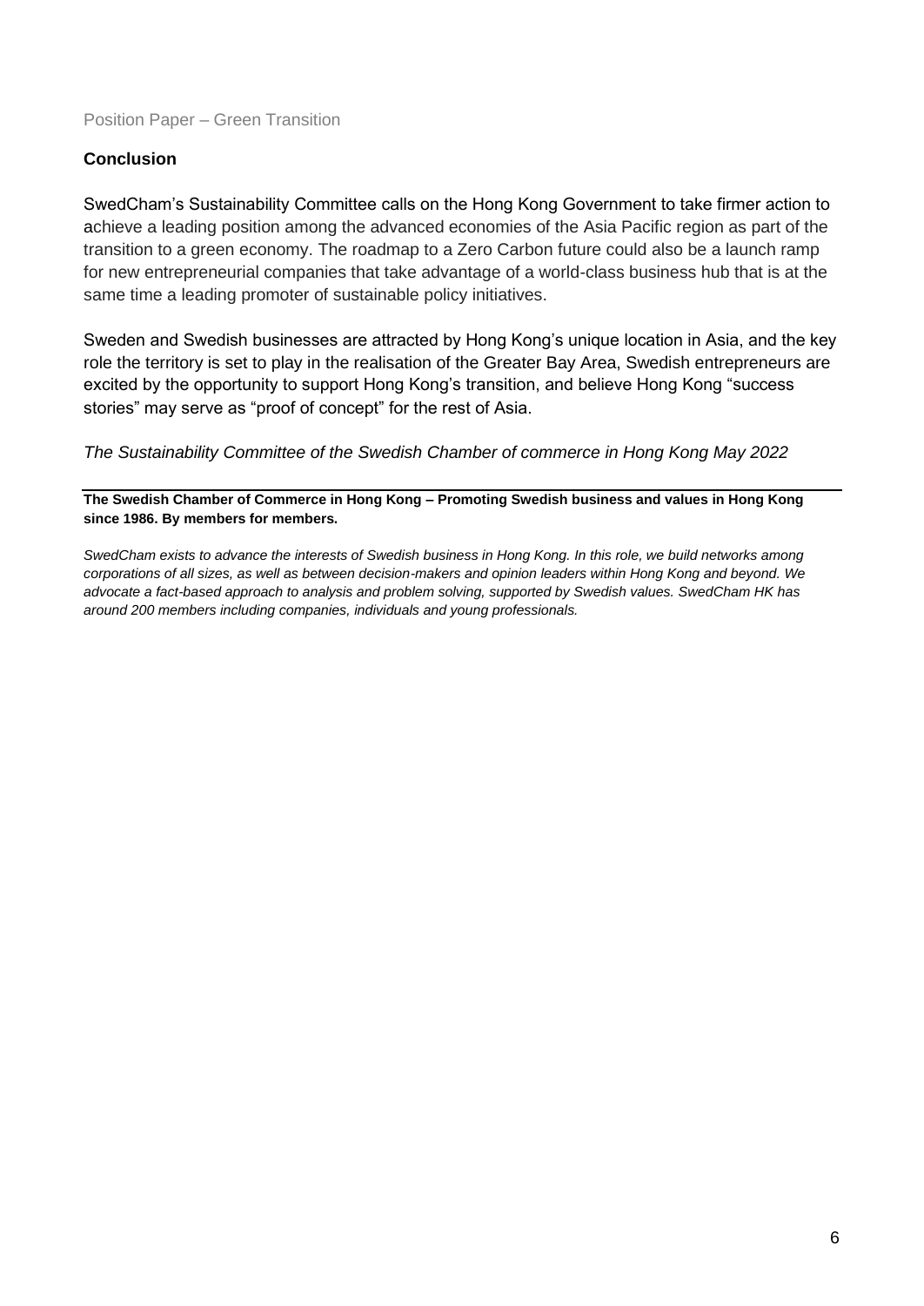## Conclusion

SwedCham's Sustainability Committee calls on the Hong Kong Government to take firmer action to achieve a leading position among the advanced economies of the Asia Pacific region as part of the transition to a green economy. The roadmap to a Zero Carbon future could also be a launch ramp for new entrepreneurial companies that take advantage of a world-class business hub that is at the same time a leading promoter of sustainable policy initiatives.

Sweden and Swedish businesses are attracted by Hong Kong's unique location in Asia, and the key role the territory is set to play in the realisation of the Greater Bay Area, Swedish entrepreneurs are excited by the opportunity to support Hong Kong's transition, and believe Hong Kong "success stories" may serve as "proof of concept" for the rest of Asia.

*The Sustainability Committee of the Swedish Chamber of commerce in Hong Kong May 2022*

---

**The Swedish Chamber of Commerce in Hong Kong – Promoting Swedish business and values in Hong Kong since 1986. By members for members.**

*SwedCham exists to advance the interests of Swedish business in Hong Kong. In this role, we build networks among corporations of all sizes, as well as between decision-makers and opinion leaders within Hong Kong and beyond. We advocate a fact-based approach to analysis and problem solving, supported by Swedish values. SwedCham HK has around 200 members including companies, individuals and young professionals.*